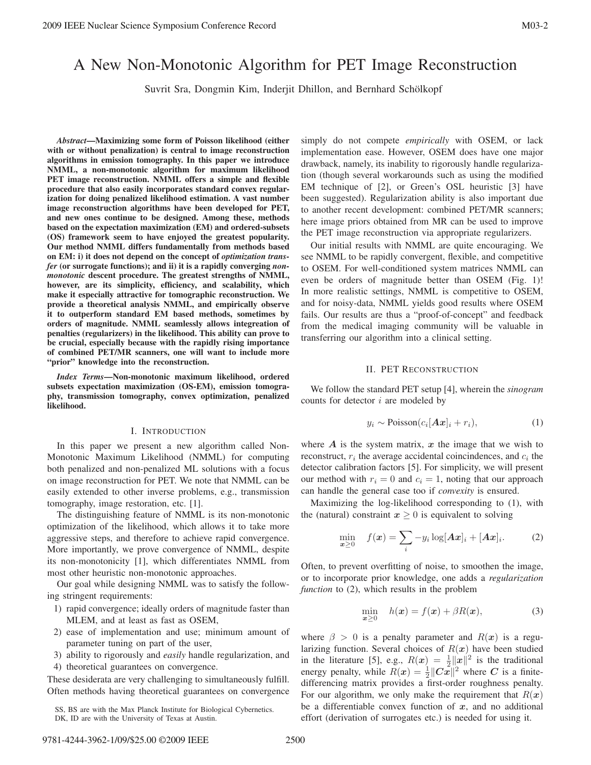# A New Non-Monotonic Algorithm for PET Image Reconstruction

Suvrit Sra, Dongmin Kim, Inderjit Dhillon, and Bernhard Schölkopf

***Abstract*—Maximizing some form of Poisson likelihood (either with or without penalization) is central to image reconstruction algorithms in emission tomography. In this paper we introduce NMML, a non-monotonic algorithm for maximum likelihood PET image reconstruction. NMML offers a simple and flexible procedure that also easily incorporates standard convex regularization for doing penalized likelihood estimation. A vast number image reconstruction algorithms have been developed for PET, and new ones continue to be designed. Among these, methods based on the expectation maximization (EM) and ordered-subsets (OS) framework seem to have enjoyed the greatest popularity. Our method NMML differs fundamentally from methods based on EM: i) it does not depend on the concept of *optimization transfer* (or surrogate functions); and ii) it is a rapidly converging *non-monotonic* descent procedure. The greatest strengths of NMML, however, are its simplicity, efficiency, and scalability, which make it especially attractive for tomographic reconstruction. We provide a theoretical analysis NMML, and empirically observe it to outperform standard EM based methods, sometimes by orders of magnitude. NMML seamlessly allows integreation of penalties (regularizers) in the likelihood. This ability can prove to be crucial, especially because with the rapidly rising importance of combined PET/MR scanners, one will want to include more "prior" knowledge into the reconstruction.**

***Index Terms*—Non-monotonic maximum likelihood, ordered subsets expectation maximization (OS-EM), emission tomography, transmission tomography, convex optimization, penalized likelihood.**

## I. Introduction

In this paper we present a new algorithm called Non-Monotonic Maximum Likelihood (NMML) for computing both penalized and non-penalized ML solutions with a focus on image reconstruction for PET. We note that NMML can be easily extended to other inverse problems, e.g., transmission tomography, image restoration, etc. [1].

The distinguishing feature of NMML is its non-monotonic optimization of the likelihood, which allows it to take more aggressive steps, and therefore to achieve rapid convergence. More importantly, we prove convergence of NMML, despite its non-monotonicity [1], which differentiates NMML from most other heuristic non-monotonic approaches.

Our goal while designing NMML was to satisfy the following stringent requirements:

1) rapid convergence; ideally orders of magnitude faster than MLEM, and at least as fast as OSEM,
2) ease of implementation and use; minimum amount of parameter tuning on part of the user,
3) ability to rigorously and *easily* handle regularization, and
4) theoretical guarantees on convergence.

These desiderata are very challenging to simultaneously fulfill. Often methods having theoretical guarantees on convergence simply do not compete *empirically* with OSEM, or lack implementation ease. However, OSEM does have one major drawback, namely, its inability to rigorously handle regularization (though several workarounds such as using the modified EM technique of [2], or Green's OSL heuristic [3] have been suggested). Regularization ability is also important due to another recent development: combined PET/MR scanners; here image priors obtained from MR can be used to improve the PET image reconstruction via appropriate regularizers.

Our initial results with NMML are quite encouraging. We see NMML to be rapidly convergent, flexible, and competitive to OSEM. For well-conditioned system matrices NMML can even be orders of magnitude better than OSEM (Fig. 1)! In more realistic settings, NMML is competitive to OSEM, and for noisy-data, NMML yields good results where OSEM fails. Our results are thus a "proof-of-concept" and feedback from the medical imaging community will be valuable in transferring our algorithm into a clinical setting.

SS, BS are with the Max Planck Institute for Biological Cybernetics. DK, ID are with the University of Texas at Austin.

## II. PET Reconstruction

We follow the standard PET setup [4], wherein the *sinogram* counts for detector $i$ are modeled by

$$y_i \sim \text{Poisson}(c_i[\boldsymbol{A}\boldsymbol{x}]_i + r_i), \tag{1}$$

where $\boldsymbol{A}$ is the system matrix, $\boldsymbol{x}$ the image that we wish to reconstruct, $r_i$ the average accidental coincidences, and $c_i$ the detector calibration factors [5]. For simplicity, we will present our method with $r_i = 0$ and $c_i = 1$, noting that our approach can handle the general case too if *convexity* is ensured.

Maximizing the log-likelihood corresponding to (1), with the (natural) constraint $\boldsymbol{x} \geq 0$ is equivalent to solving

$$\min_{\boldsymbol{x} \geq 0} \quad f(\boldsymbol{x}) = \sum_i -y_i \log[\boldsymbol{A}\boldsymbol{x}]_i + [\boldsymbol{A}\boldsymbol{x}]_i. \tag{2}$$

Often, to prevent overfitting of noise, to smoothen the image, or to incorporate prior knowledge, one adds a *regularization function* to (2), which results in the problem

$$\min_{\boldsymbol{x} \geq 0} \quad h(\boldsymbol{x}) = f(\boldsymbol{x}) + \beta R(\boldsymbol{x}), \tag{3}$$

where $\beta > 0$ is a penalty parameter and $R(\boldsymbol{x})$ is a regularizing function. Several choices of $R(\boldsymbol{x})$ have been studied in the literature [5], e.g., $R(\boldsymbol{x}) = \frac{1}{2}\|\boldsymbol{x}\|^2$ is the traditional energy penalty, while $R(\boldsymbol{x}) = \frac{1}{2}\|\boldsymbol{C}\boldsymbol{x}\|^2$ where $\boldsymbol{C}$ is a finite-differencing matrix provides a first-order roughness penalty. For our algorithm, we only make the requirement that $R(\boldsymbol{x})$ be a differentiable convex function of $\boldsymbol{x}$, and no additional effort (derivation of surrogates etc.) is needed for using it.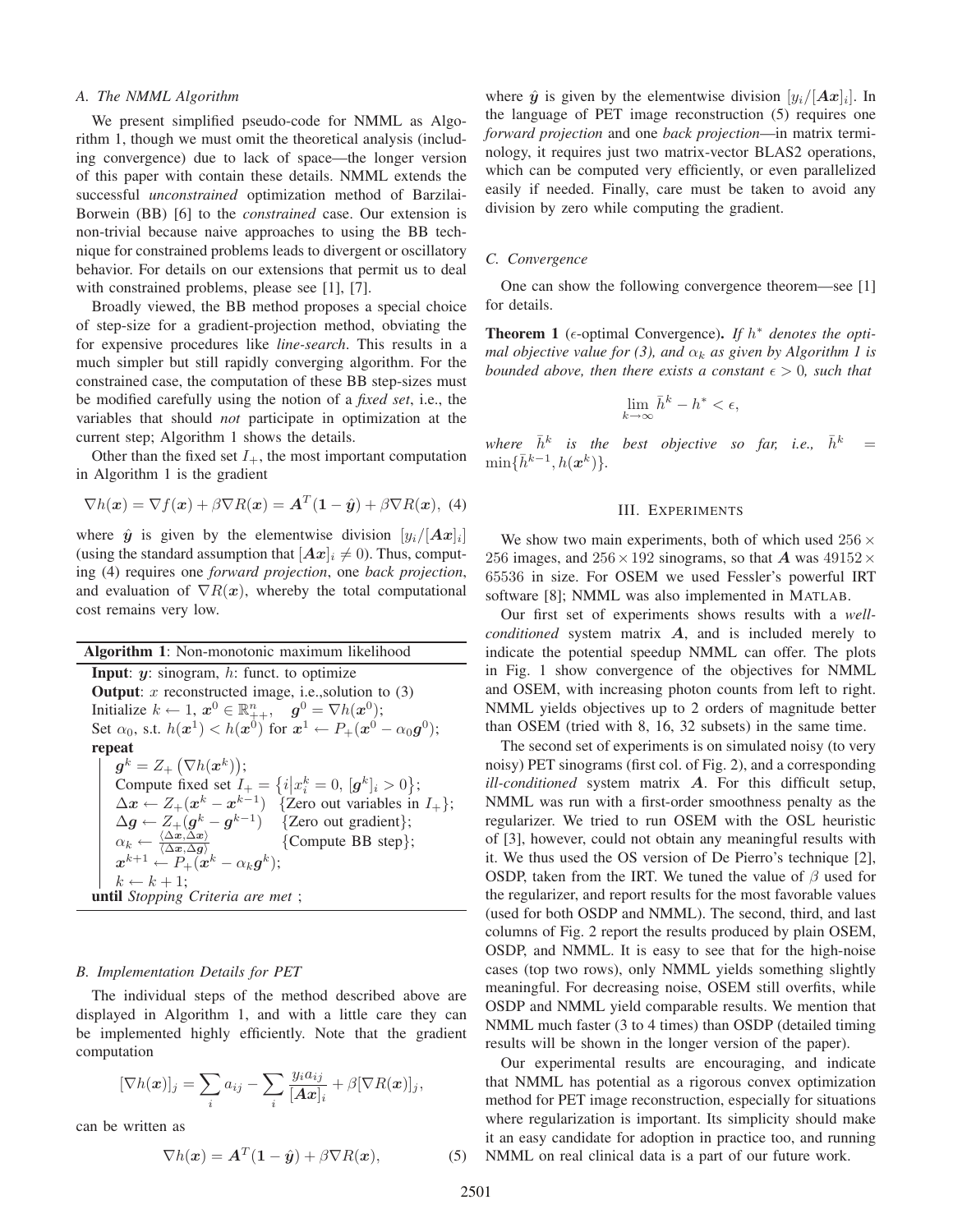### A. The NMML Algorithm

We present simplified pseudo-code for NMML as Algorithm 1, though we must omit the theoretical analysis (including convergence) due to lack of space—the longer version of this paper with contain these details. NMML extends the successful *unconstrained* optimization method of Barzilai-Borwein (BB) [6] to the *constrained* case. Our extension is non-trivial because naive approaches to using the BB technique for constrained problems leads to divergent or oscillatory behavior. For details on our extensions that permit us to deal with constrained problems, please see [1], [7].

Broadly viewed, the BB method proposes a special choice of step-size for a gradient-projection method, obviating the for expensive procedures like *line-search*. This results in a much simpler but still rapidly converging algorithm. For the constrained case, the computation of these BB step-sizes must be modified carefully using the notion of a *fixed set*, i.e., the variables that should *not* participate in optimization at the current step; Algorithm 1 shows the details.

Other than the fixed set $I_+$, the most important computation in Algorithm 1 is the gradient

$$\nabla h(\boldsymbol{x}) = \nabla f(\boldsymbol{x}) + \beta \nabla R(\boldsymbol{x}) = \boldsymbol{A}^T(\boldsymbol{1} - \hat{\boldsymbol{y}}) + \beta \nabla R(\boldsymbol{x}), \quad (4)$$

where $\hat{\boldsymbol{y}}$ is given by the elementwise division $[y_i/[\boldsymbol{A}\boldsymbol{x}]_i]$ (using the standard assumption that $[\boldsymbol{A}\boldsymbol{x}]_i \neq 0$). Thus, computing (4) requires one *forward projection*, one *back projection*, and evaluation of $\nabla R(\boldsymbol{x})$, whereby the total computational cost remains very low.

**Algorithm 1**: Non-monotonic maximum likelihood

**Input**: $\boldsymbol{y}$: sinogram, $h$: funct. to optimize
**Output**: $x$ reconstructed image, i.e.,solution to (3)
Initialize $k \leftarrow 1$, $\boldsymbol{x}^0 \in \mathbb{R}^n_{++}$, $\boldsymbol{g}^0 = \nabla h(\boldsymbol{x}^0)$;
Set $\alpha_0$, s.t. $h(\boldsymbol{x}^1) < h(\boldsymbol{x}^0)$ for $\boldsymbol{x}^1 \leftarrow P_+(\boldsymbol{x}^0 - \alpha_0 \boldsymbol{g}^0)$;
**repeat**
- $\boldsymbol{g}^k = Z_+\left(\nabla h(\boldsymbol{x}^k)\right)$;
- Compute fixed set $I_+ = \left\{i \middle| x_i^k = 0,\ [\boldsymbol{g}^k]_i > 0\right\}$;
- $\Delta \boldsymbol{x} \leftarrow Z_+(\boldsymbol{x}^k - \boldsymbol{x}^{k-1})$ {Zero out variables in $I_+$};
- $\Delta \boldsymbol{g} \leftarrow Z_+(\boldsymbol{g}^k - \boldsymbol{g}^{k-1})$ {Zero out gradient};
- $\alpha_k \leftarrow \frac{\langle \Delta \boldsymbol{x}, \Delta \boldsymbol{x} \rangle}{\langle \Delta \boldsymbol{x}, \Delta \boldsymbol{g} \rangle}$ {Compute BB step};
- $\boldsymbol{x}^{k+1} \leftarrow P_+(\boldsymbol{x}^k - \alpha_k \boldsymbol{g}^k)$;
- $k \leftarrow k + 1$;

**until** *Stopping Criteria are met* ;

### B. Implementation Details for PET

The individual steps of the method described above are displayed in Algorithm 1, and with a little care they can be implemented highly efficiently. Note that the gradient computation

$$[\nabla h(\boldsymbol{x})]_j = \sum_i a_{ij} - \sum_i \frac{y_i a_{ij}}{[\boldsymbol{A}\boldsymbol{x}]_i} + \beta [\nabla R(\boldsymbol{x})]_j,$$

can be written as

$$\nabla h(\boldsymbol{x}) = \boldsymbol{A}^T(\boldsymbol{1} - \hat{\boldsymbol{y}}) + \beta \nabla R(\boldsymbol{x}), \quad (5)$$

where $\hat{\boldsymbol{y}}$ is given by the elementwise division $[y_i/[\boldsymbol{A}\boldsymbol{x}]_i]$. In the language of PET image reconstruction (5) requires one *forward projection* and one *back projection*—in matrix terminology, it requires just two matrix-vector BLAS2 operations, which can be computed very efficiently, or even parallelized easily if needed. Finally, care must be taken to avoid any division by zero while computing the gradient.

### C. Convergence

One can show the following convergence theorem—see [1] for details.

**Theorem 1** ($\epsilon$-optimal Convergence). *If $h^*$ denotes the optimal objective value for (3), and $\alpha_k$ as given by Algorithm 1 is bounded above, then there exists a constant $\epsilon > 0$, such that*

$$\lim_{k \to \infty} \bar{h}^k - h^* < \epsilon,$$

*where $\bar{h}^k$ is the best objective so far, i.e., $\bar{h}^k = \min\{\bar{h}^{k-1}, h(\boldsymbol{x}^k)\}$.*

## III. Experiments

We show two main experiments, both of which used $256 \times 256$ images, and $256 \times 192$ sinograms, so that $\boldsymbol{A}$ was $49152 \times 65536$ in size. For OSEM we used Fessler's powerful IRT software [8]; NMML was also implemented in MATLAB.

Our first set of experiments shows results with a *well-conditioned* system matrix $\boldsymbol{A}$, and is included merely to indicate the potential speedup NMML can offer. The plots in Fig. 1 show convergence of the objectives for NMML and OSEM, with increasing photon counts from left to right. NMML yields objectives up to 2 orders of magnitude better than OSEM (tried with 8, 16, 32 subsets) in the same time.

The second set of experiments is on simulated noisy (to very noisy) PET sinograms (first col. of Fig. 2), and a corresponding *ill-conditioned* system matrix $\boldsymbol{A}$. For this difficult setup, NMML was run with a first-order smoothness penalty as the regularizer. We tried to run OSEM with the OSL heuristic of [3], however, could not obtain any meaningful results with it. We thus used the OS version of De Pierro's technique [2], OSDP, taken from the IRT. We tuned the value of $\beta$ used for the regularizer, and report results for the most favorable values (used for both OSDP and NMML). The second, third, and last columns of Fig. 2 report the results produced by plain OSEM, OSDP, and NMML. It is easy to see that for the high-noise cases (top two rows), only NMML yields something slightly meaningful. For decreasing noise, OSEM still overfits, while OSDP and NMML yield comparable results. We mention that NMML much faster (3 to 4 times) than OSDP (detailed timing results will be shown in the longer version of the paper).

Our experimental results are encouraging, and indicate that NMML has potential as a rigorous convex optimization method for PET image reconstruction, especially for situations where regularization is important. Its simplicity should make it an easy candidate for adoption in practice too, and running NMML on real clinical data is a part of our future work.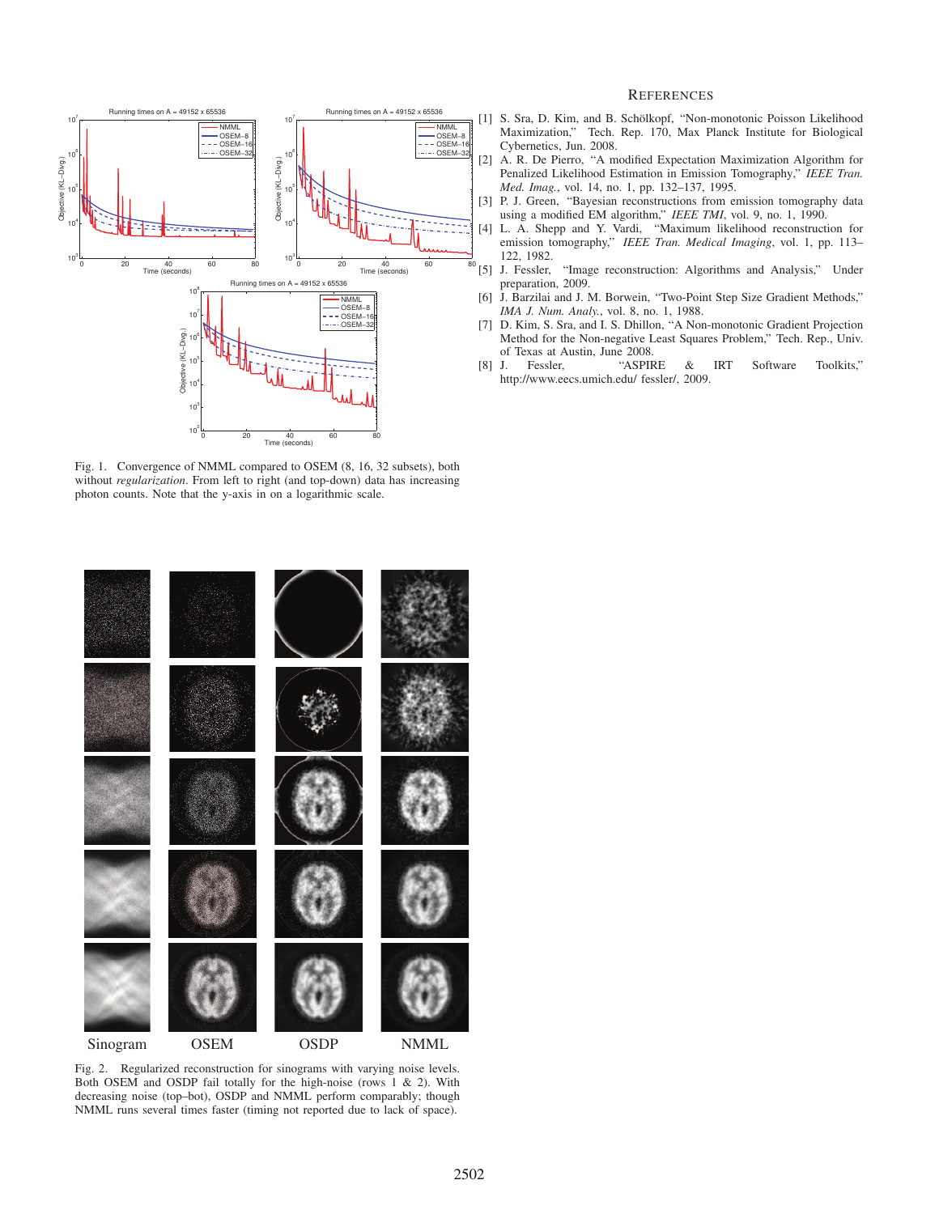Running times on A = 49152 x 65536

NMML
OSEM–8
OSEM–16
OSEM–32

Objective (KL–Divg.)

Time (seconds)

Running times on A = 49152 x 65536

NMML
OSEM–8
OSEM–16
OSEM–32

Objective (KL–Divg.)

Time (seconds)

Running times on A = 49152 x 65536

NMML
OSEM–8
OSEM–16
OSEM–32

Objective (KL–Divg.)

Time (seconds)

Fig. 1. Convergence of NMML compared to OSEM (8, 16, 32 subsets), both without *regularization*. From left to right (and top-down) data has increasing photon counts. Note that the y-axis in on a logarithmic scale.

Sinogram OSEM OSDP NMML

Fig. 2. Regularized reconstruction for sinograms with varying noise levels. Both OSEM and OSDP fail totally for the high-noise (rows 1 & 2). With decreasing noise (top–bot), OSDP and NMML perform comparably; though NMML runs several times faster (timing not reported due to lack of space).

## References

[1] S. Sra, D. Kim, and B. Schölkopf, "Non-monotonic Poisson Likelihood Maximization," Tech. Rep. 170, Max Planck Institute for Biological Cybernetics, Jun. 2008.

[2] A. R. De Pierro, "A modified Expectation Maximization Algorithm for Penalized Likelihood Estimation in Emission Tomography," *IEEE Tran. Med. Imag.*, vol. 14, no. 1, pp. 132–137, 1995.

[3] P. J. Green, "Bayesian reconstructions from emission tomography data using a modified EM algorithm," *IEEE TMI*, vol. 9, no. 1, 1990.

[4] L. A. Shepp and Y. Vardi, "Maximum likelihood reconstruction for emission tomography," *IEEE Tran. Medical Imaging*, vol. 1, pp. 113–122, 1982.

[5] J. Fessler, "Image reconstruction: Algorithms and Analysis," Under preparation, 2009.

[6] J. Barzilai and J. M. Borwein, "Two-Point Step Size Gradient Methods," *IMA J. Num. Analy.*, vol. 8, no. 1, 1988.

[7] D. Kim, S. Sra, and I. S. Dhillon, "A Non-monotonic Gradient Projection Method for the Non-negative Least Squares Problem," Tech. Rep., Univ. of Texas at Austin, June 2008.

[8] J. Fessler, "ASPIRE & IRT Software Toolkits," http://www.eecs.umich.edu/ fessler/, 2009.